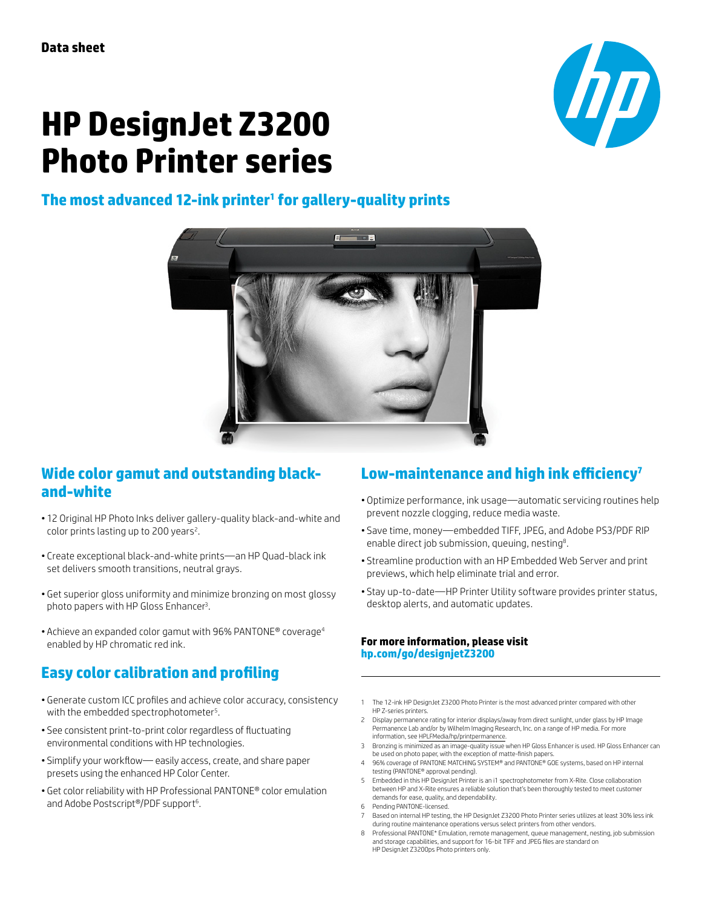Data sheet

# HP DesignJet Z3200 Photo Printer series

## The most advanced 12-ink printer[1] for gallery-quality prints

## Wide color gamut and outstanding black-and-white

- 12 Original HP Photo Inks deliver gallery-quality black-and-white and color prints lasting up to 200 years[2].
- Create exceptional black-and-white prints—an HP Quad-black ink set delivers smooth transitions, neutral grays.
- Get superior gloss uniformity and minimize bronzing on most glossy photo papers with HP Gloss Enhancer[3].
- Achieve an expanded color gamut with 96% PANTONE® coverage[4] enabled by HP chromatic red ink.

## Easy color calibration and profiling

- Generate custom ICC profiles and achieve color accuracy, consistency with the embedded spectrophotometer[5].
- See consistent print-to-print color regardless of fluctuating environmental conditions with HP technologies.
- Simplify your workflow— easily access, create, and share paper presets using the enhanced HP Color Center.
- Get color reliability with HP Professional PANTONE® color emulation and Adobe Postscript®/PDF support[6].

## Low-maintenance and high ink efficiency[7]

- Optimize performance, ink usage—automatic servicing routines help prevent nozzle clogging, reduce media waste.
- Save time, money—embedded TIFF, JPEG, and Adobe PS3/PDF RIP enable direct job submission, queuing, nesting[8].
- Streamline production with an HP Embedded Web Server and print previews, which help eliminate trial and error.
- Stay up-to-date—HP Printer Utility software provides printer status, desktop alerts, and automatic updates.

**For more information, please visit**
**hp.com/go/designjetZ3200**

1. The 12-ink HP DesignJet Z3200 Photo Printer is the most advanced printer compared with other HP Z-series printers.
2. Display permanence rating for interior displays/away from direct sunlight, under glass by HP Image Permanence Lab and/or by Wilhelm Imaging Research, Inc. on a range of HP media. For more information, see HPLFMedia/hp/printpermanence.
3. Bronzing is minimized as an image-quality issue when HP Gloss Enhancer is used. HP Gloss Enhancer can be used on photo paper, with the exception of matte-finish papers.
4. 96% coverage of PANTONE MATCHING SYSTEM® and PANTONE® GOE systems, based on HP internal testing (PANTONE® approval pending).
5. Embedded in this HP DesignJet Printer is an i1 spectrophotometer from X-Rite. Close collaboration between HP and X-Rite ensures a reliable solution that's been thoroughly tested to meet customer demands for ease, quality, and dependability.
6. Pending PANTONE-licensed.
7. Based on internal HP testing, the HP DesignJet Z3200 Photo Printer series utilizes at least 30% less ink during routine maintenance operations versus select printers from other vendors.
8. Professional PANTONE* Emulation, remote management, queue management, nesting, job submission and storage capabilities, and support for 16-bit TIFF and JPEG files are standard on HP DesignJet Z3200ps Photo printers only.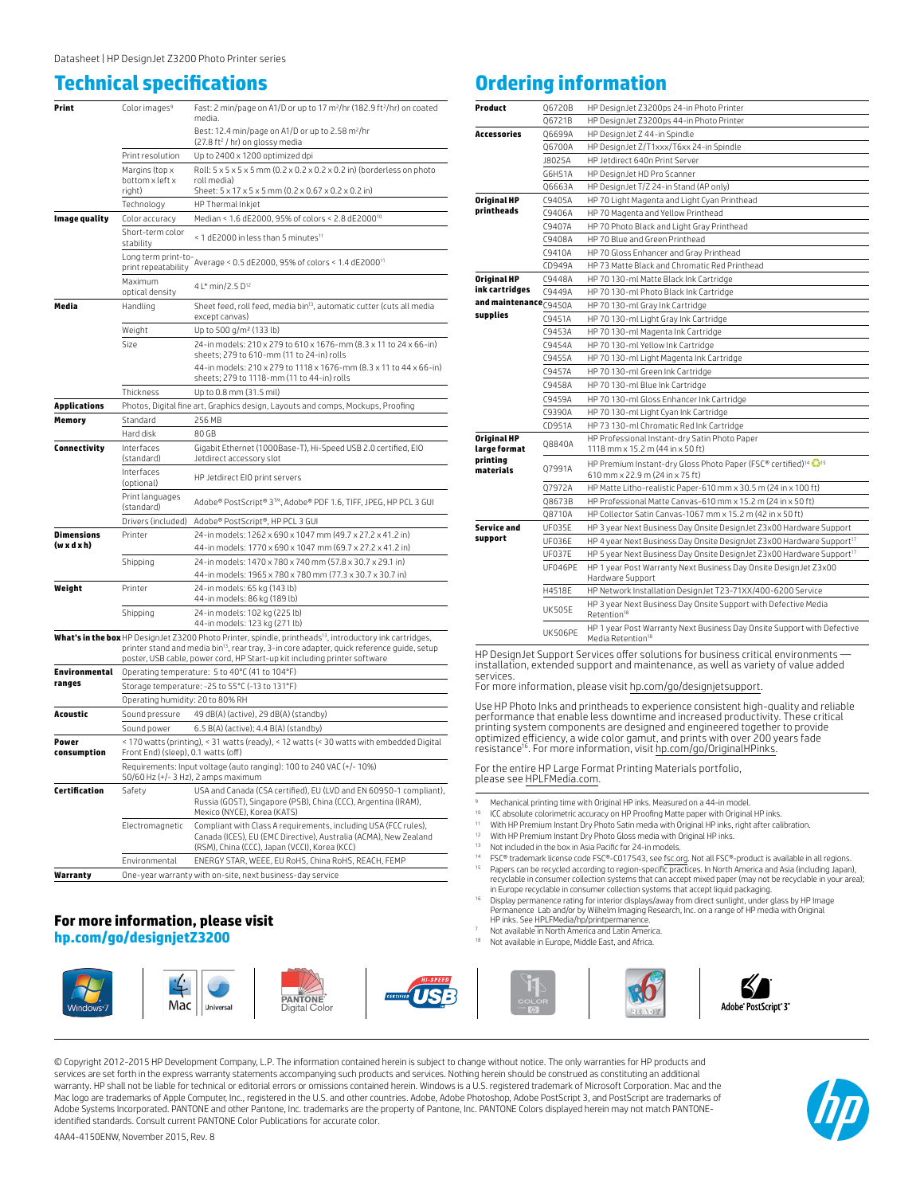# Technical specifications

| | | |
|---|---|---|
| **Print** | Color images[9] | Fast: 2 min/page on A1/D or up to 17 m²/hr (182.9 ft²/hr) on coated media. Best: 12.4 min/page on A1/D or up to 2.58 m²/hr (27.8 ft² / hr) on glossy media |
| | Print resolution | Up to 2400 x 1200 optimized dpi |
| | Margins (top x bottom x left x right) | Roll: 5 x 5 x 5 x 5 mm (0.2 x 0.2 x 0.2 x 0.2 in) (borderless on photo roll media) Sheet: 5 x 17 x 5 x 5 mm (0.2 x 0.67 x 0.2 x 0.2 in) |
| | Technology | HP Thermal Inkjet |
| **Image quality** | Color accuracy | Median < 1.6 dE2000, 95% of colors < 2.8 dE2000[10] |
| | Short-term color stability | < 1 dE2000 in less than 5 minutes[11] |
| | Long term print-to-print repeatability | Average < 0.5 dE2000, 95% of colors < 1.4 dE2000[11] |
| | Maximum optical density | 4 L* min/2.5 D[12] |
| **Media** | Handling | Sheet feed, roll feed, media bin[13], automatic cutter (cuts all media except canvas) |
| | Weight | Up to 500 g/m² (133 lb) |
| | Size | 24-in models: 210 x 279 to 610 x 1676-mm (8.3 x 11 to 24 x 66-in) sheets; 279 to 610-mm (11 to 24-in) rolls 44-in models: 210 x 279 to 1118 x 1676-mm (8.3 x 11 to 44 x 66-in) sheets; 279 to 1118-mm (11 to 44-in) rolls |
| | Thickness | Up to 0.8 mm (31.5 mil) |
| **Applications** | | Photos, Digital fine art, Graphics design, Layouts and comps, Mockups, Proofing |
| **Memory** | Standard | 256 MB |
| | Hard disk | 80 GB |
| **Connectivity** | Interfaces (standard) | Gigabit Ethernet (1000Base-T), Hi-Speed USB 2.0 certified, EIO Jetdirect accessory slot |
| | Interfaces (optional) | HP Jetdirect EIO print servers |
| | Print languages (standard) | Adobe® PostScript® 3™, Adobe® PDF 1.6, TIFF, JPEG, HP PCL 3 GUI |
| | Drivers (included) | Adobe® PostScript®, HP PCL 3 GUI |
| **Dimensions (w x d x h)** | Printer | 24-in models: 1262 x 690 x 1047 mm (49.7 x 27.2 x 41.2 in) 44-in models: 1770 x 690 x 1047 mm (69.7 x 27.2 x 41.2 in) |
| | Shipping | 24-in models: 1470 x 780 x 740 mm (57.8 x 30.7 x 29.1 in) 44-in models: 1965 x 780 x 780 mm (77.3 x 30.7 x 30.7 in) |
| **Weight** | Printer | 24-in models: 65 kg (143 lb) 44-in models: 86 kg (189 lb) |
| | Shipping | 24-in models: 102 kg (225 lb) 44-in models: 123 kg (271 lb) |
| **What's in the box** | | HP DesignJet Z3200 Photo Printer, spindle, printheads[13], introductory ink cartridges, printer stand and media bin[13], rear tray, 3-in core adapter, quick reference guide, setup poster, USB cable, power cord, HP Start-up kit including printer software |
| **Environmental ranges** | | Operating temperature: 5 to 40°C (41 to 104°F) |
| | | Storage temperature: -25 to 55°C (-13 to 131°F) |
| | | Operating humidity: 20 to 80% RH |
| **Acoustic** | Sound pressure | 49 dB(A) (active), 29 dB(A) (standby) |
| | Sound power | 6.5 B(A) (active); 4.4 B(A) (standby) |
| **Power consumption** | | < 170 watts (printing), < 31 watts (ready), < 12 watts (< 30 watts with embedded Digital Front End) (sleep), 0.1 watts (off) |
| | | Requirements: Input voltage (auto ranging): 100 to 240 VAC (+/- 10%) 50/60 Hz (+/- 3 Hz), 2 amps maximum |
| **Certification** | Safety | USA and Canada (CSA certified), EU (LVD and EN 60950-1 compliant), Russia (GOST), Singapore (PSB), China (CCC), Argentina (IRAM), Mexico (NYCE), Korea (KATS) |
| | Electromagnetic | Compliant with Class A requirements, including USA (FCC rules), Canada (ICES), EU (EMC Directive), Australia (ACMA), New Zealand (RSM), China (CCC), Japan (VCCI), Korea (KCC) |
| | Environmental | ENERGY STAR, WEEE, EU RoHS, China RoHS, REACH, FEMP |
| **Warranty** | | One-year warranty with on-site, next business-day service |

## For more information, please visit
hp.com/go/designjetZ3200

# Ordering information

| | | |
|---|---|---|
| **Product** | Q6720B | HP DesignJet Z3200ps 24-in Photo Printer |
| | Q6721B | HP DesignJet Z3200ps 44-in Photo Printer |
| **Accessories** | Q6699A | HP DesignJet Z 44-in Spindle |
| | Q6700A | HP DesignJet Z/T1xxx/T6xx 24-in Spindle |
| | J8025A | HP Jetdirect 640n Print Server |
| | G6H51A | HP DesignJet HD Pro Scanner |
| | Q6663A | HP DesignJet T/Z 24-in Stand (AP only) |
| **Original HP printheads** | C9405A | HP 70 Light Magenta and Light Cyan Printhead |
| | C9406A | HP 70 Magenta and Yellow Printhead |
| | C9407A | HP 70 Photo Black and Light Gray Printhead |
| | C9408A | HP 70 Blue and Green Printhead |
| | C9410A | HP 70 Gloss Enhancer and Gray Printhead |
| | CD949A | HP 73 Matte Black and Chromatic Red Printhead |
| **Original HP ink cartridges and maintenance supplies** | C9448A | HP 70 130-ml Matte Black Ink Cartridge |
| | C9449A | HP 70 130-ml Photo Black Ink Cartridge |
| | C9450A | HP 70 130-ml Gray Ink Cartridge |
| | C9451A | HP 70 130-ml Light Gray Ink Cartridge |
| | C9453A | HP 70 130-ml Magenta Ink Cartridge |
| | C9454A | HP 70 130-ml Yellow Ink Cartridge |
| | C9455A | HP 70 130-ml Light Magenta Ink Cartridge |
| | C9457A | HP 70 130-ml Green Ink Cartridge |
| | C9458A | HP 70 130-ml Blue Ink Cartridge |
| | C9459A | HP 70 130-ml Gloss Enhancer Ink Cartridge |
| | C9390A | HP 70 130-ml Light Cyan Ink Cartridge |
| | CD951A | HP 73 130-ml Chromatic Red Ink Cartridge |
| **Original HP large format printing materials** | Q8840A | HP Professional Instant-dry Satin Photo Paper 1118 mm x 15.2 m (44 in x 50 ft) |
| | Q7991A | HP Premium Instant-dry Gloss Photo Paper (FSC® certified)[14] [15] 610 mm x 22.9 m (24 in x 75 ft) |
| | Q7972A | HP Matte Litho-realistic Paper-610 mm x 30.5 m (24 in x 100 ft) |
| | Q8673B | HP Professional Matte Canvas-610 mm x 15.2 m (24 in x 50 ft) |
| | Q8710A | HP Collector Satin Canvas-1067 mm x 15.2 m (42 in x 50 ft) |
| **Service and support** | UF035E | HP 3 year Next Business Day Onsite DesignJet Z3x00 Hardware Support |
| | UF036E | HP 4 year Next Business Day Onsite DesignJet Z3x00 Hardware Support[17] |
| | UF037E | HP 5 year Next Business Day Onsite DesignJet Z3x00 Hardware Support[17] |
| | UF046PE | HP 1 year Post Warranty Next Business Day Onsite DesignJet Z3x00 Hardware Support |
| | H4518E | HP Network Installation DesignJet T23-71XX/400-6200 Service |
| | UK505E | HP 3 year Next Business Day Onsite Support with Defective Media Retention[18] |
| | UK506PE | HP 1 year Post Warranty Next Business Day Onsite Support with Defective Media Retention[18] |

HP DesignJet Support Services offer solutions for business critical environments — installation, extended support and maintenance, as well as variety of value added services.
For more information, please visit hp.com/go/designjetsupport.

Use HP Photo Inks and printheads to experience consistent high-quality and reliable performance that enable less downtime and increased productivity. These critical printing system components are designed and engineered together to provide optimized efficiency, a wide color gamut, and prints with over 200 years fade resistance[16]. For more information, visit hp.com/go/OriginalHPinks.

For the entire HP Large Format Printing Materials portfolio, please see HPLFMedia.com.

[9] Mechanical printing time with Original HP inks. Measured on a 44-in model.
[10] ICC absolute colorimetric accuracy on HP Proofing Matte paper with Original HP inks.
[11] With HP Premium Instant Dry Photo Satin media with Original HP inks, right after calibration.
[12] With HP Premium Instant Dry Photo Gloss media with Original HP inks.
[13] Not included in the box in Asia Pacific for 24-in models.
[14] FSC® trademark license code FSC®-C017543, see fsc.org. Not all FSC®-product is available in all regions.
[15] Papers can be recycled according to region-specific practices. In North America and Asia (including Japan), recyclable in consumer collection systems that can accept mixed paper (may not be recyclable in your area); in Europe recyclable in consumer collection systems that accept liquid packaging.
[16] Display permanence rating for interior displays/away from direct sunlight, under glass by HP Image Permanence Lab and/or by Wilhelm Imaging Research, Inc. on a range of HP media with Original HP inks. See HPLFMedia/hp/printpermanence.
[17] Not available in North America and Latin America.
[18] Not available in Europe, Middle East, and Africa.

© Copyright 2012–2015 HP Development Company, L.P. The information contained herein is subject to change without notice. The only warranties for HP products and services are set forth in the express warranty statements accompanying such products and services. Nothing herein should be construed as constituting an additional warranty. HP shall not be liable for technical or editorial errors or omissions contained herein. Windows is a U.S. registered trademark of Microsoft Corporation. Mac and the Mac logo are trademarks of Apple Computer, Inc., registered in the U.S. and other countries. Adobe, Adobe Photoshop, Adobe PostScript 3, and PostScript are trademarks of Adobe Systems Incorporated. PANTONE and other Pantone, Inc. trademarks are the property of Pantone, Inc. PANTONE Colors displayed herein may not match PANTONE-identified standards. Consult current PANTONE Color Publications for accurate color.

4AA4-4150ENW, November 2015, Rev. 8